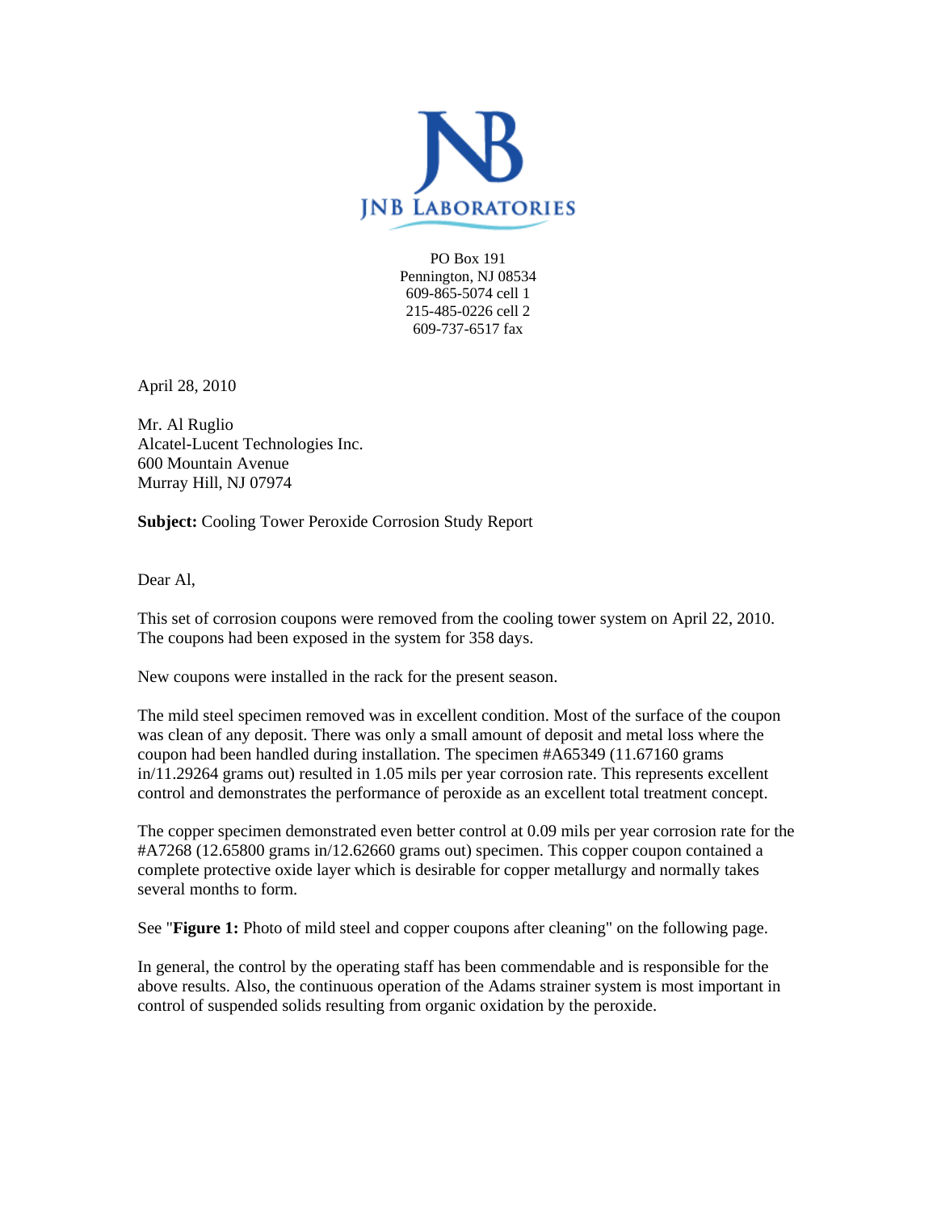**JNB LABORATORIES**

PO Box 191
Pennington, NJ 08534
609-865-5074 cell 1
215-485-0226 cell 2
609-737-6517 fax

April 28, 2010

Mr. Al Ruglio
Alcatel-Lucent Technologies Inc.
600 Mountain Avenue
Murray Hill, NJ 07974

**Subject:** Cooling Tower Peroxide Corrosion Study Report

Dear Al,

This set of corrosion coupons were removed from the cooling tower system on April 22, 2010. The coupons had been exposed in the system for 358 days.

New coupons were installed in the rack for the present season.

The mild steel specimen removed was in excellent condition. Most of the surface of the coupon was clean of any deposit. There was only a small amount of deposit and metal loss where the coupon had been handled during installation. The specimen #A65349 (11.67160 grams in/11.29264 grams out) resulted in 1.05 mils per year corrosion rate. This represents excellent control and demonstrates the performance of peroxide as an excellent total treatment concept.

The copper specimen demonstrated even better control at 0.09 mils per year corrosion rate for the #A7268 (12.65800 grams in/12.62660 grams out) specimen. This copper coupon contained a complete protective oxide layer which is desirable for copper metallurgy and normally takes several months to form.

See "**Figure 1:** Photo of mild steel and copper coupons after cleaning" on the following page.

In general, the control by the operating staff has been commendable and is responsible for the above results. Also, the continuous operation of the Adams strainer system is most important in control of suspended solids resulting from organic oxidation by the peroxide.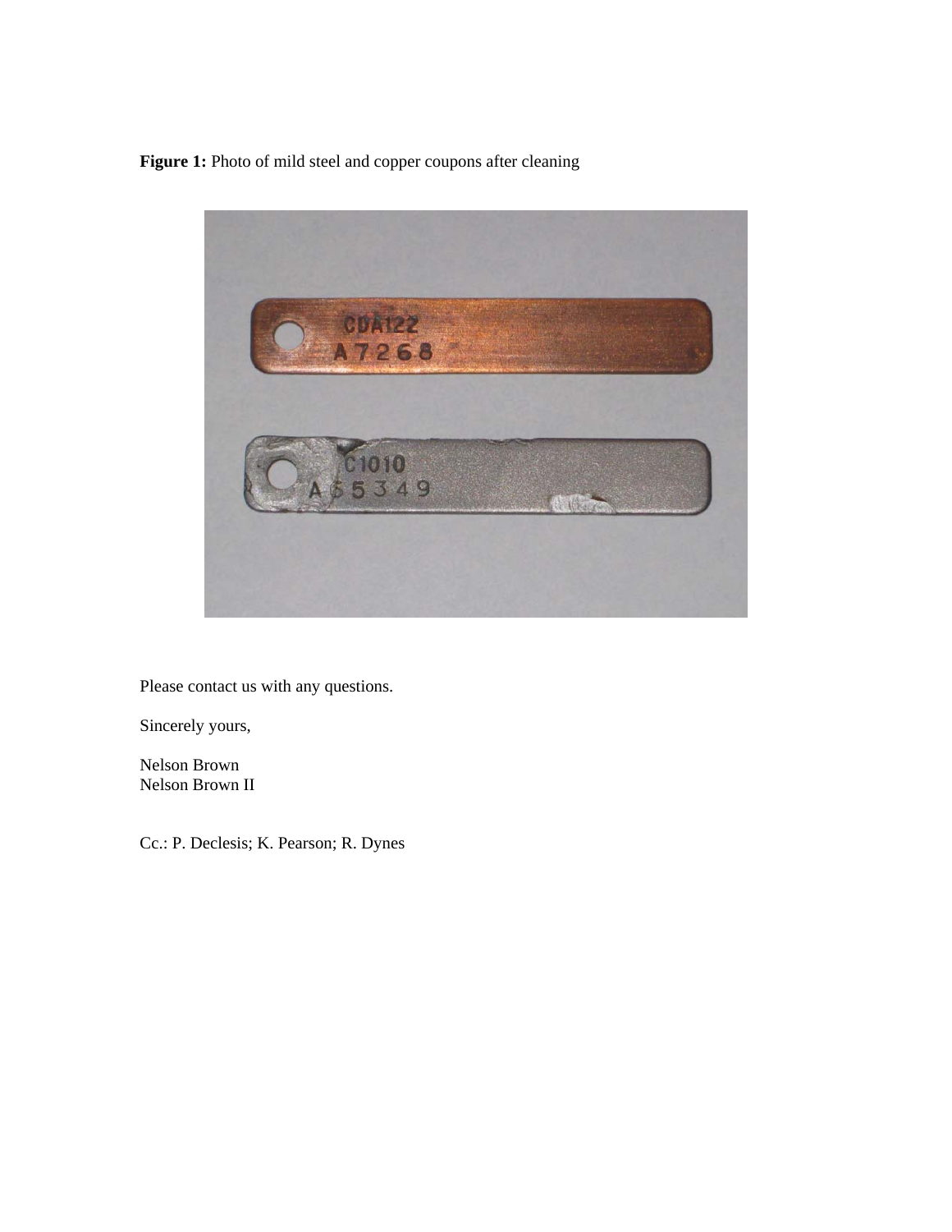**Figure 1:** Photo of mild steel and copper coupons after cleaning

Please contact us with any questions.

Sincerely yours,

Nelson Brown
Nelson Brown II

Cc.: P. Declesis; K. Pearson; R. Dynes